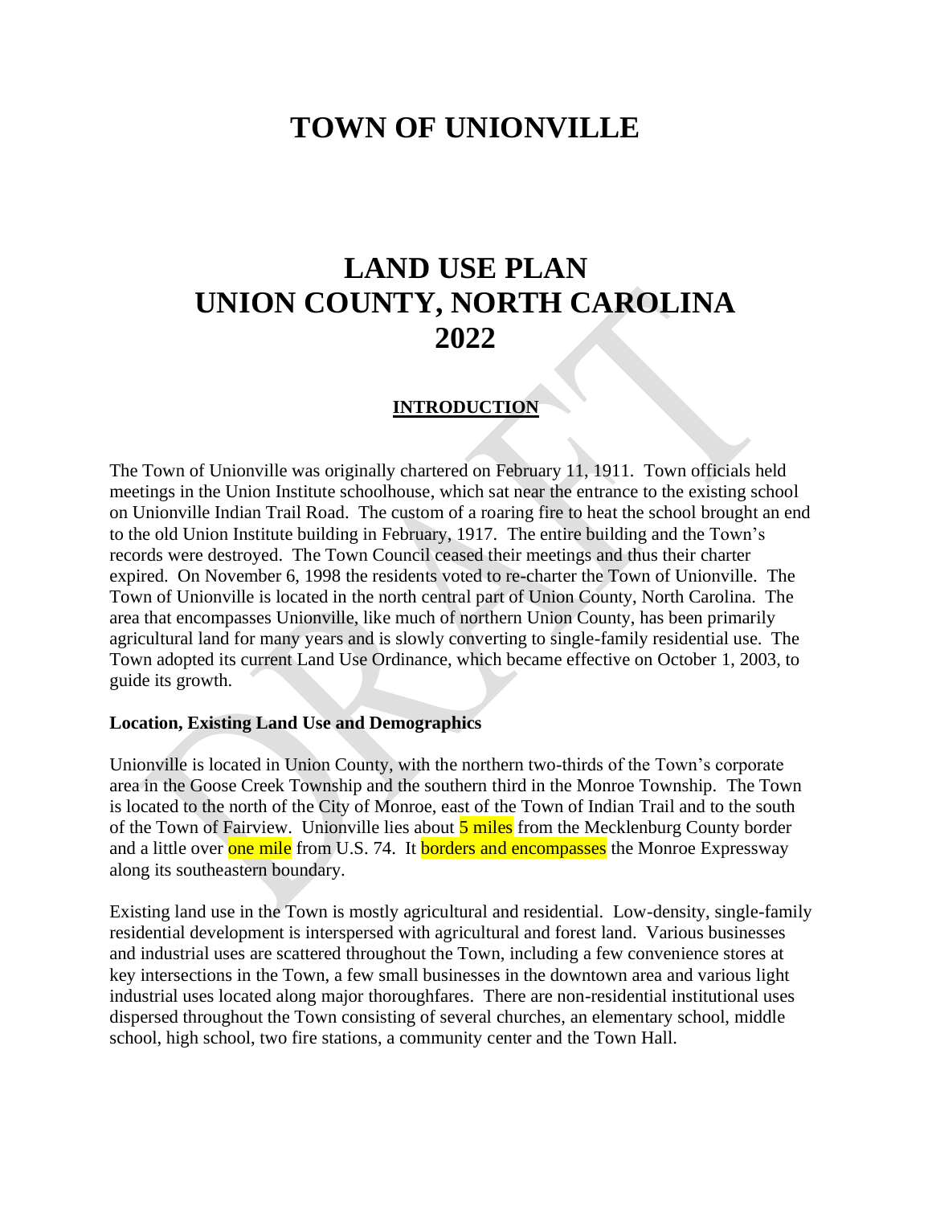# TOWN OF UNIONVILLE

# LAND USE PLAN
# UNION COUNTY, NORTH CAROLINA
# 2022

## INTRODUCTION

The Town of Unionville was originally chartered on February 11, 1911. Town officials held meetings in the Union Institute schoolhouse, which sat near the entrance to the existing school on Unionville Indian Trail Road. The custom of a roaring fire to heat the school brought an end to the old Union Institute building in February, 1917. The entire building and the Town's records were destroyed. The Town Council ceased their meetings and thus their charter expired. On November 6, 1998 the residents voted to re-charter the Town of Unionville. The Town of Unionville is located in the north central part of Union County, North Carolina. The area that encompasses Unionville, like much of northern Union County, has been primarily agricultural land for many years and is slowly converting to single-family residential use. The Town adopted its current Land Use Ordinance, which became effective on October 1, 2003, to guide its growth.

### Location, Existing Land Use and Demographics

Unionville is located in Union County, with the northern two-thirds of the Town's corporate area in the Goose Creek Township and the southern third in the Monroe Township. The Town is located to the north of the City of Monroe, east of the Town of Indian Trail and to the south of the Town of Fairview. Unionville lies about 5 miles from the Mecklenburg County border and a little over one mile from U.S. 74. It borders and encompasses the Monroe Expressway along its southeastern boundary.

Existing land use in the Town is mostly agricultural and residential. Low-density, single-family residential development is interspersed with agricultural and forest land. Various businesses and industrial uses are scattered throughout the Town, including a few convenience stores at key intersections in the Town, a few small businesses in the downtown area and various light industrial uses located along major thoroughfares. There are non-residential institutional uses dispersed throughout the Town consisting of several churches, an elementary school, middle school, high school, two fire stations, a community center and the Town Hall.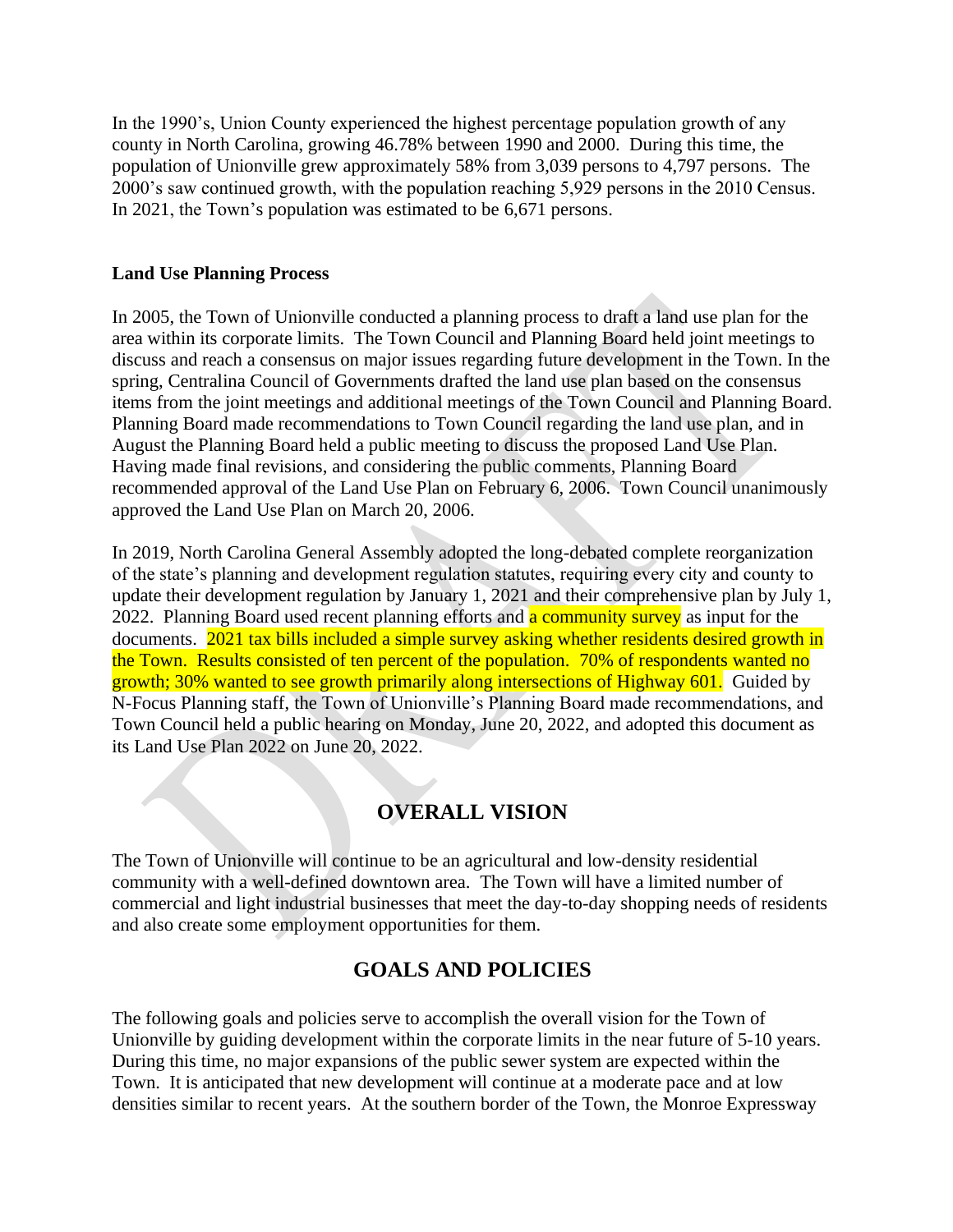In the 1990's, Union County experienced the highest percentage population growth of any county in North Carolina, growing 46.78% between 1990 and 2000. During this time, the population of Unionville grew approximately 58% from 3,039 persons to 4,797 persons. The 2000's saw continued growth, with the population reaching 5,929 persons in the 2010 Census. In 2021, the Town's population was estimated to be 6,671 persons.

**Land Use Planning Process**

In 2005, the Town of Unionville conducted a planning process to draft a land use plan for the area within its corporate limits. The Town Council and Planning Board held joint meetings to discuss and reach a consensus on major issues regarding future development in the Town. In the spring, Centralina Council of Governments drafted the land use plan based on the consensus items from the joint meetings and additional meetings of the Town Council and Planning Board. Planning Board made recommendations to Town Council regarding the land use plan, and in August the Planning Board held a public meeting to discuss the proposed Land Use Plan. Having made final revisions, and considering the public comments, Planning Board recommended approval of the Land Use Plan on February 6, 2006. Town Council unanimously approved the Land Use Plan on March 20, 2006.

In 2019, North Carolina General Assembly adopted the long-debated complete reorganization of the state's planning and development regulation statutes, requiring every city and county to update their development regulation by January 1, 2021 and their comprehensive plan by July 1, 2022. Planning Board used recent planning efforts and a community survey as input for the documents. 2021 tax bills included a simple survey asking whether residents desired growth in the Town. Results consisted of ten percent of the population. 70% of respondents wanted no growth; 30% wanted to see growth primarily along intersections of Highway 601. Guided by N-Focus Planning staff, the Town of Unionville's Planning Board made recommendations, and Town Council held a public hearing on Monday, June 20, 2022, and adopted this document as its Land Use Plan 2022 on June 20, 2022.

## OVERALL VISION

The Town of Unionville will continue to be an agricultural and low-density residential community with a well-defined downtown area. The Town will have a limited number of commercial and light industrial businesses that meet the day-to-day shopping needs of residents and also create some employment opportunities for them.

## GOALS AND POLICIES

The following goals and policies serve to accomplish the overall vision for the Town of Unionville by guiding development within the corporate limits in the near future of 5-10 years. During this time, no major expansions of the public sewer system are expected within the Town. It is anticipated that new development will continue at a moderate pace and at low densities similar to recent years. At the southern border of the Town, the Monroe Expressway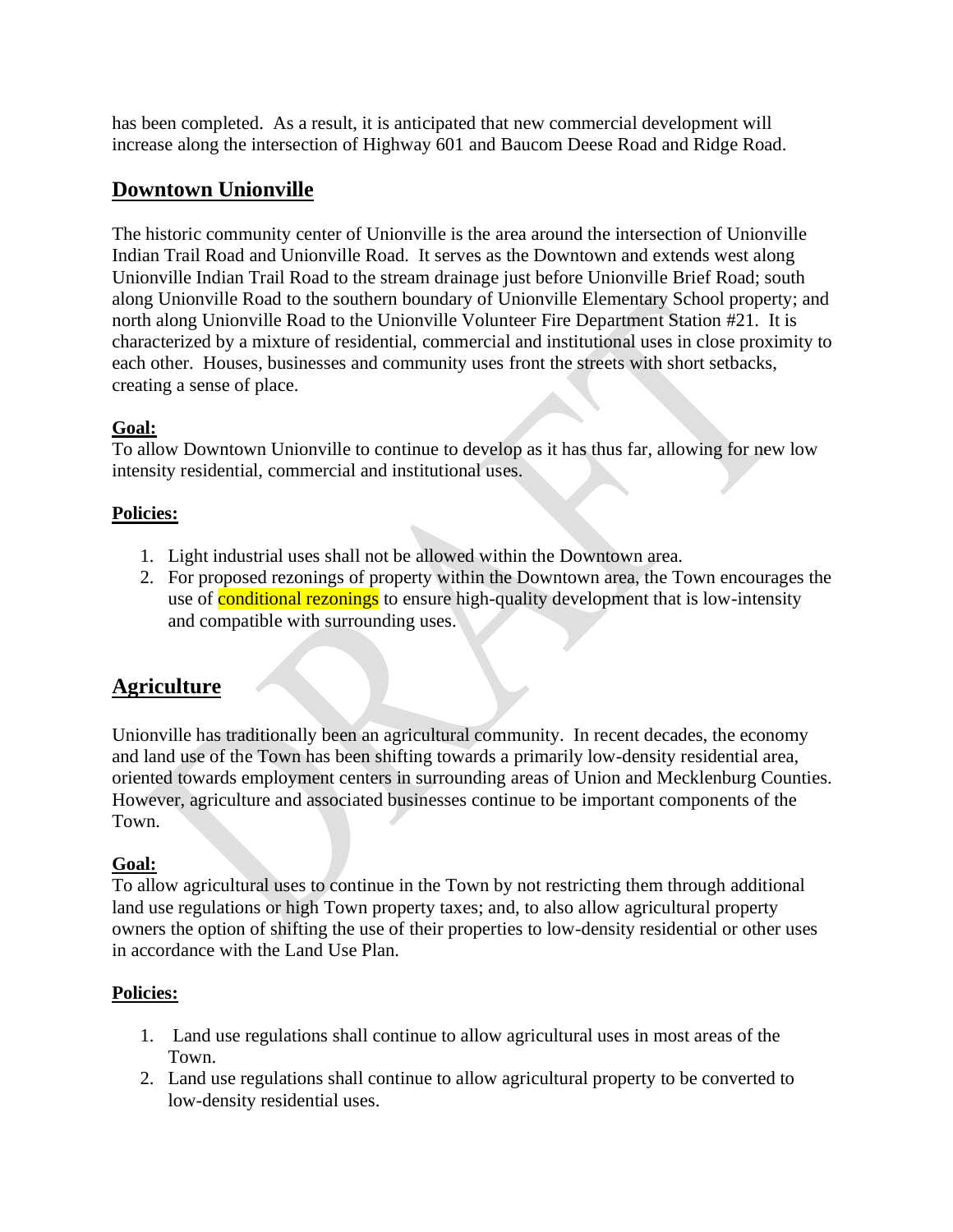has been completed. As a result, it is anticipated that new commercial development will increase along the intersection of Highway 601 and Baucom Deese Road and Ridge Road.

## Downtown Unionville

The historic community center of Unionville is the area around the intersection of Unionville Indian Trail Road and Unionville Road. It serves as the Downtown and extends west along Unionville Indian Trail Road to the stream drainage just before Unionville Brief Road; south along Unionville Road to the southern boundary of Unionville Elementary School property; and north along Unionville Road to the Unionville Volunteer Fire Department Station #21. It is characterized by a mixture of residential, commercial and institutional uses in close proximity to each other. Houses, businesses and community uses front the streets with short setbacks, creating a sense of place.

**Goal:**
To allow Downtown Unionville to continue to develop as it has thus far, allowing for new low intensity residential, commercial and institutional uses.

**Policies:**

1. Light industrial uses shall not be allowed within the Downtown area.
2. For proposed rezonings of property within the Downtown area, the Town encourages the use of conditional rezonings to ensure high-quality development that is low-intensity and compatible with surrounding uses.

## Agriculture

Unionville has traditionally been an agricultural community. In recent decades, the economy and land use of the Town has been shifting towards a primarily low-density residential area, oriented towards employment centers in surrounding areas of Union and Mecklenburg Counties. However, agriculture and associated businesses continue to be important components of the Town.

**Goal:**
To allow agricultural uses to continue in the Town by not restricting them through additional land use regulations or high Town property taxes; and, to also allow agricultural property owners the option of shifting the use of their properties to low-density residential or other uses in accordance with the Land Use Plan.

**Policies:**

1. Land use regulations shall continue to allow agricultural uses in most areas of the Town.
2. Land use regulations shall continue to allow agricultural property to be converted to low-density residential uses.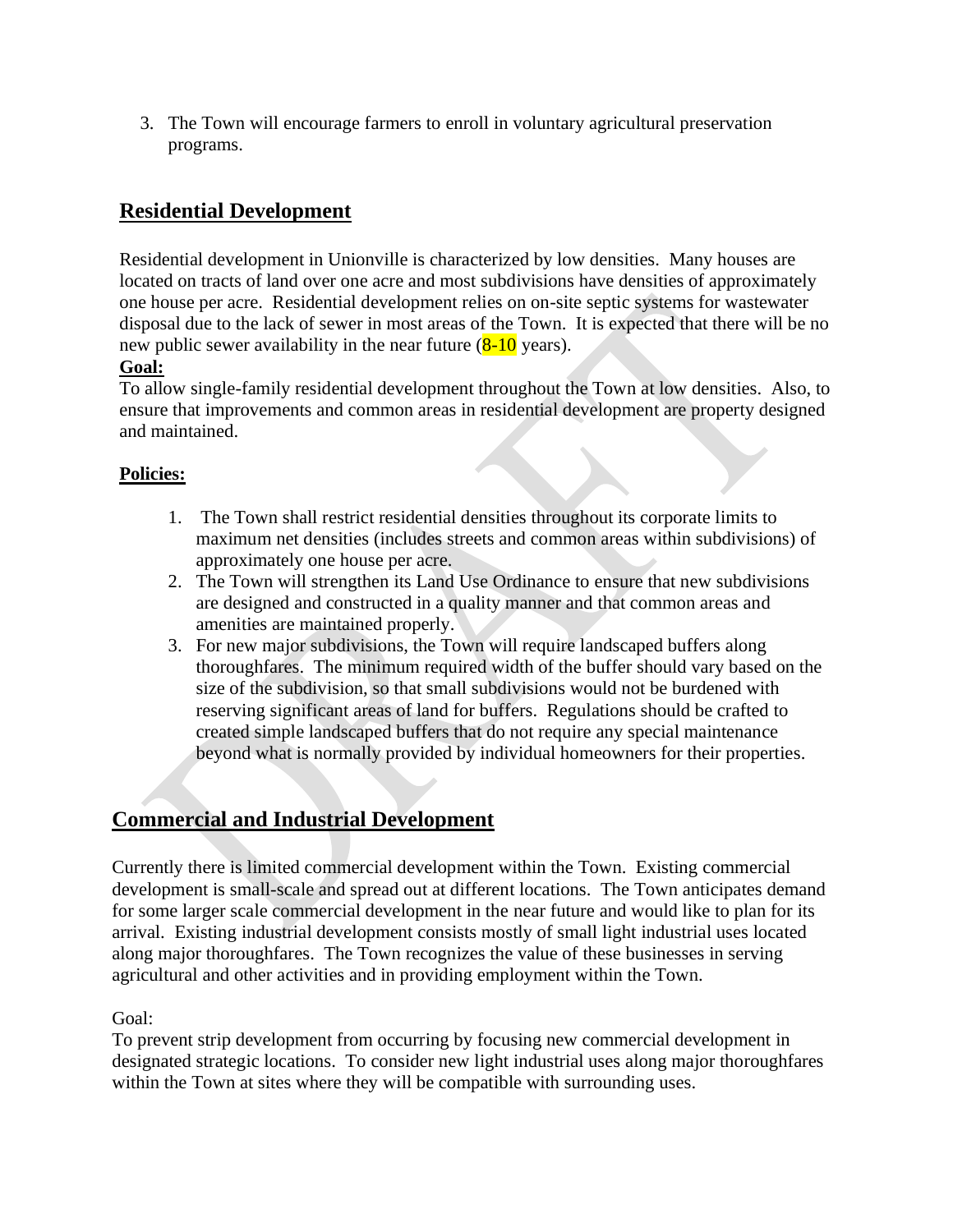3. The Town will encourage farmers to enroll in voluntary agricultural preservation programs.

## Residential Development

Residential development in Unionville is characterized by low densities. Many houses are located on tracts of land over one acre and most subdivisions have densities of approximately one house per acre. Residential development relies on on-site septic systems for wastewater disposal due to the lack of sewer in most areas of the Town. It is expected that there will be no new public sewer availability in the near future (8-10 years).

**Goal:**

To allow single-family residential development throughout the Town at low densities. Also, to ensure that improvements and common areas in residential development are property designed and maintained.

**Policies:**

1. The Town shall restrict residential densities throughout its corporate limits to maximum net densities (includes streets and common areas within subdivisions) of approximately one house per acre.
2. The Town will strengthen its Land Use Ordinance to ensure that new subdivisions are designed and constructed in a quality manner and that common areas and amenities are maintained properly.
3. For new major subdivisions, the Town will require landscaped buffers along thoroughfares. The minimum required width of the buffer should vary based on the size of the subdivision, so that small subdivisions would not be burdened with reserving significant areas of land for buffers. Regulations should be crafted to created simple landscaped buffers that do not require any special maintenance beyond what is normally provided by individual homeowners for their properties.

## Commercial and Industrial Development

Currently there is limited commercial development within the Town. Existing commercial development is small-scale and spread out at different locations. The Town anticipates demand for some larger scale commercial development in the near future and would like to plan for its arrival. Existing industrial development consists mostly of small light industrial uses located along major thoroughfares. The Town recognizes the value of these businesses in serving agricultural and other activities and in providing employment within the Town.

Goal:

To prevent strip development from occurring by focusing new commercial development in designated strategic locations. To consider new light industrial uses along major thoroughfares within the Town at sites where they will be compatible with surrounding uses.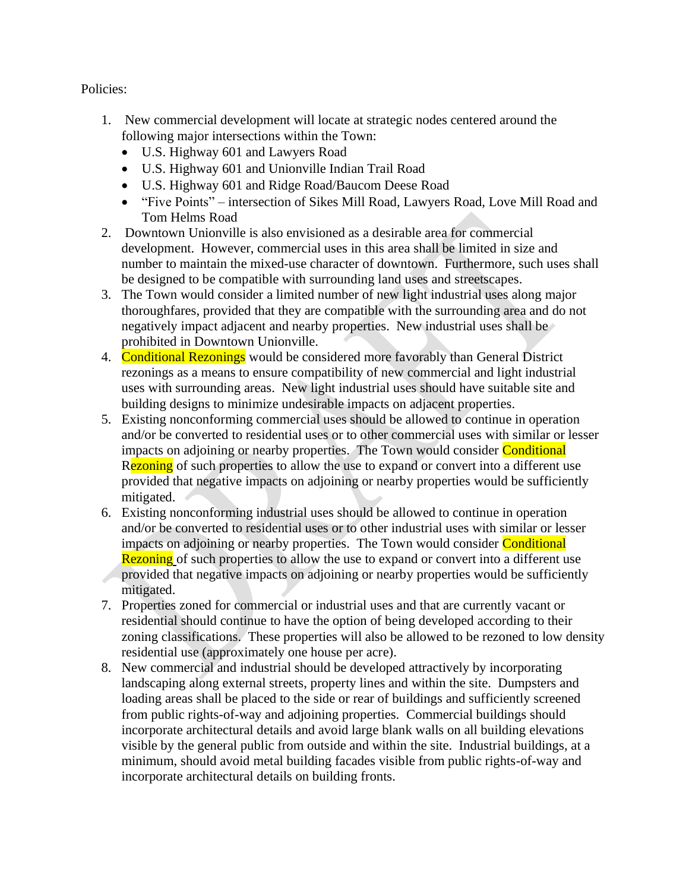Policies:

1. New commercial development will locate at strategic nodes centered around the following major intersections within the Town:
   - U.S. Highway 601 and Lawyers Road
   - U.S. Highway 601 and Unionville Indian Trail Road
   - U.S. Highway 601 and Ridge Road/Baucom Deese Road
   - "Five Points" – intersection of Sikes Mill Road, Lawyers Road, Love Mill Road and Tom Helms Road
2. Downtown Unionville is also envisioned as a desirable area for commercial development. However, commercial uses in this area shall be limited in size and number to maintain the mixed-use character of downtown. Furthermore, such uses shall be designed to be compatible with surrounding land uses and streetscapes.
3. The Town would consider a limited number of new light industrial uses along major thoroughfares, provided that they are compatible with the surrounding area and do not negatively impact adjacent and nearby properties. New industrial uses shall be prohibited in Downtown Unionville.
4. Conditional Rezonings would be considered more favorably than General District rezonings as a means to ensure compatibility of new commercial and light industrial uses with surrounding areas. New light industrial uses should have suitable site and building designs to minimize undesirable impacts on adjacent properties.
5. Existing nonconforming commercial uses should be allowed to continue in operation and/or be converted to residential uses or to other commercial uses with similar or lesser impacts on adjoining or nearby properties. The Town would consider Conditional Rezoning of such properties to allow the use to expand or convert into a different use provided that negative impacts on adjoining or nearby properties would be sufficiently mitigated.
6. Existing nonconforming industrial uses should be allowed to continue in operation and/or be converted to residential uses or to other industrial uses with similar or lesser impacts on adjoining or nearby properties. The Town would consider Conditional Rezoning of such properties to allow the use to expand or convert into a different use provided that negative impacts on adjoining or nearby properties would be sufficiently mitigated.
7. Properties zoned for commercial or industrial uses and that are currently vacant or residential should continue to have the option of being developed according to their zoning classifications. These properties will also be allowed to be rezoned to low density residential use (approximately one house per acre).
8. New commercial and industrial should be developed attractively by incorporating landscaping along external streets, property lines and within the site. Dumpsters and loading areas shall be placed to the side or rear of buildings and sufficiently screened from public rights-of-way and adjoining properties. Commercial buildings should incorporate architectural details and avoid large blank walls on all building elevations visible by the general public from outside and within the site. Industrial buildings, at a minimum, should avoid metal building facades visible from public rights-of-way and incorporate architectural details on building fronts.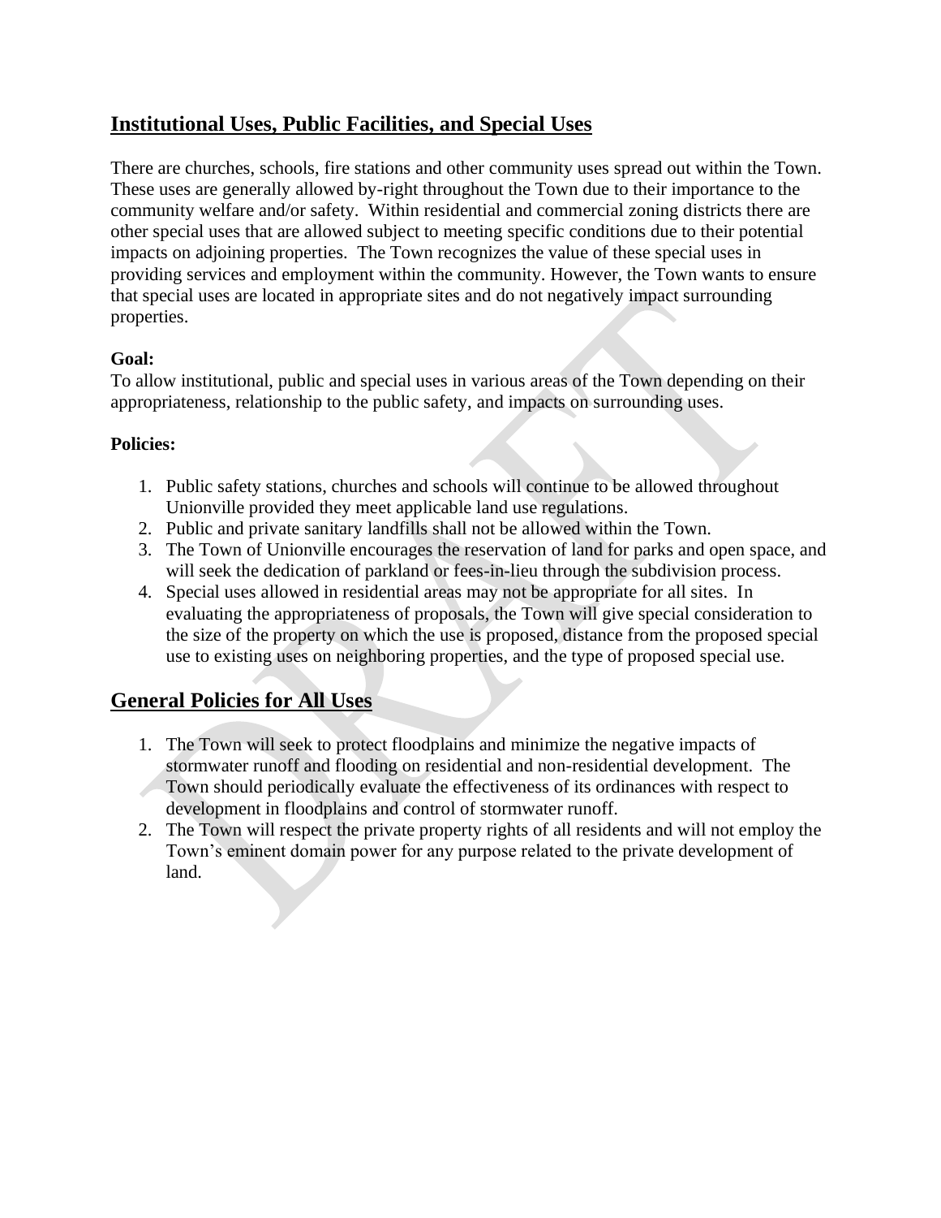## Institutional Uses, Public Facilities, and Special Uses

There are churches, schools, fire stations and other community uses spread out within the Town. These uses are generally allowed by-right throughout the Town due to their importance to the community welfare and/or safety. Within residential and commercial zoning districts there are other special uses that are allowed subject to meeting specific conditions due to their potential impacts on adjoining properties. The Town recognizes the value of these special uses in providing services and employment within the community. However, the Town wants to ensure that special uses are located in appropriate sites and do not negatively impact surrounding properties.

**Goal:**
To allow institutional, public and special uses in various areas of the Town depending on their appropriateness, relationship to the public safety, and impacts on surrounding uses.

**Policies:**

1. Public safety stations, churches and schools will continue to be allowed throughout Unionville provided they meet applicable land use regulations.
2. Public and private sanitary landfills shall not be allowed within the Town.
3. The Town of Unionville encourages the reservation of land for parks and open space, and will seek the dedication of parkland or fees-in-lieu through the subdivision process.
4. Special uses allowed in residential areas may not be appropriate for all sites. In evaluating the appropriateness of proposals, the Town will give special consideration to the size of the property on which the use is proposed, distance from the proposed special use to existing uses on neighboring properties, and the type of proposed special use.

## General Policies for All Uses

1. The Town will seek to protect floodplains and minimize the negative impacts of stormwater runoff and flooding on residential and non-residential development. The Town should periodically evaluate the effectiveness of its ordinances with respect to development in floodplains and control of stormwater runoff.
2. The Town will respect the private property rights of all residents and will not employ the Town's eminent domain power for any purpose related to the private development of land.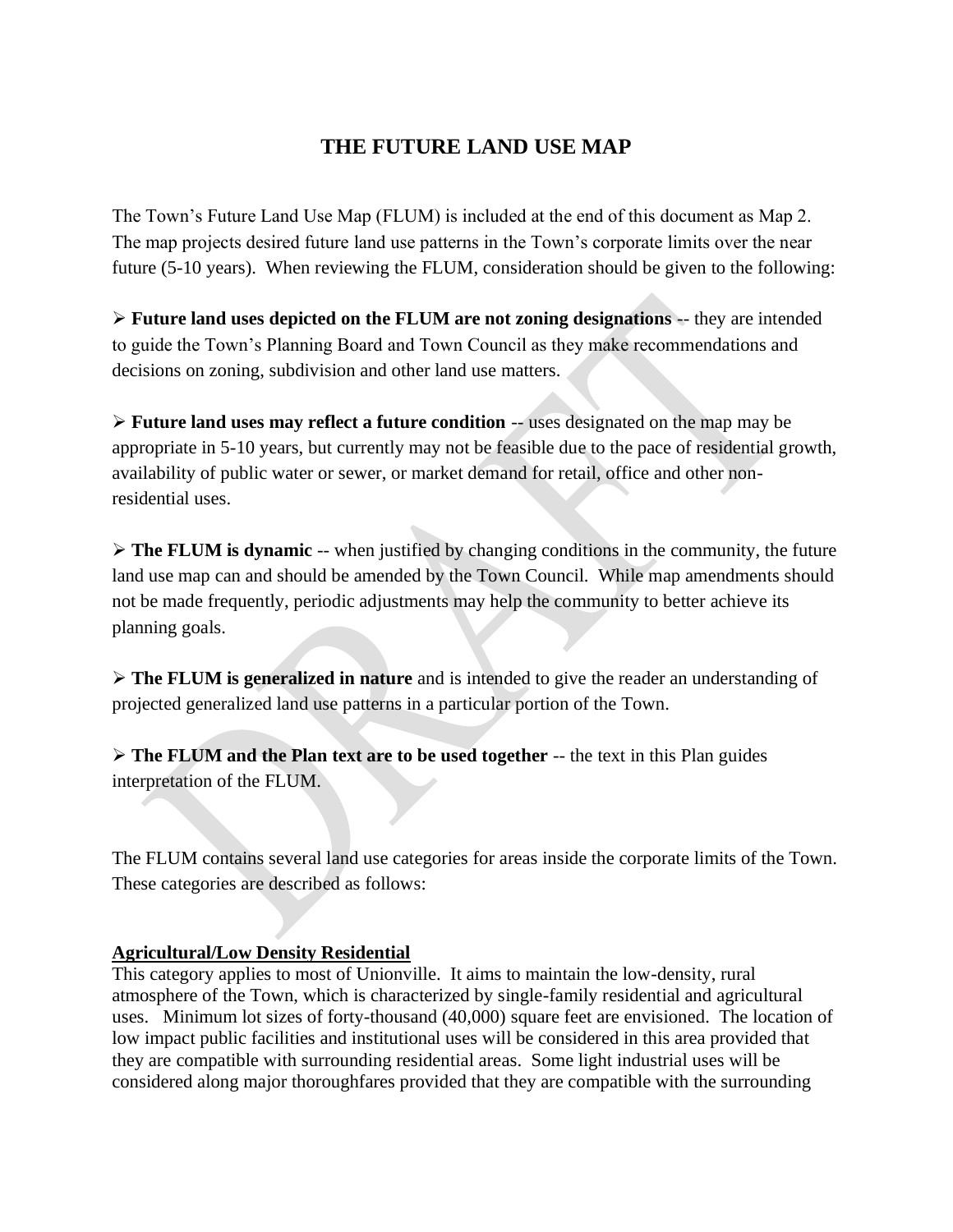# THE FUTURE LAND USE MAP

The Town's Future Land Use Map (FLUM) is included at the end of this document as Map 2. The map projects desired future land use patterns in the Town's corporate limits over the near future (5-10 years). When reviewing the FLUM, consideration should be given to the following:

- **Future land uses depicted on the FLUM are not zoning designations** -- they are intended to guide the Town's Planning Board and Town Council as they make recommendations and decisions on zoning, subdivision and other land use matters.

- **Future land uses may reflect a future condition** -- uses designated on the map may be appropriate in 5-10 years, but currently may not be feasible due to the pace of residential growth, availability of public water or sewer, or market demand for retail, office and other non-residential uses.

- **The FLUM is dynamic** -- when justified by changing conditions in the community, the future land use map can and should be amended by the Town Council. While map amendments should not be made frequently, periodic adjustments may help the community to better achieve its planning goals.

- **The FLUM is generalized in nature** and is intended to give the reader an understanding of projected generalized land use patterns in a particular portion of the Town.

- **The FLUM and the Plan text are to be used together** -- the text in this Plan guides interpretation of the FLUM.

The FLUM contains several land use categories for areas inside the corporate limits of the Town. These categories are described as follows:

**Agricultural/Low Density Residential**

This category applies to most of Unionville. It aims to maintain the low-density, rural atmosphere of the Town, which is characterized by single-family residential and agricultural uses. Minimum lot sizes of forty-thousand (40,000) square feet are envisioned. The location of low impact public facilities and institutional uses will be considered in this area provided that they are compatible with surrounding residential areas. Some light industrial uses will be considered along major thoroughfares provided that they are compatible with the surrounding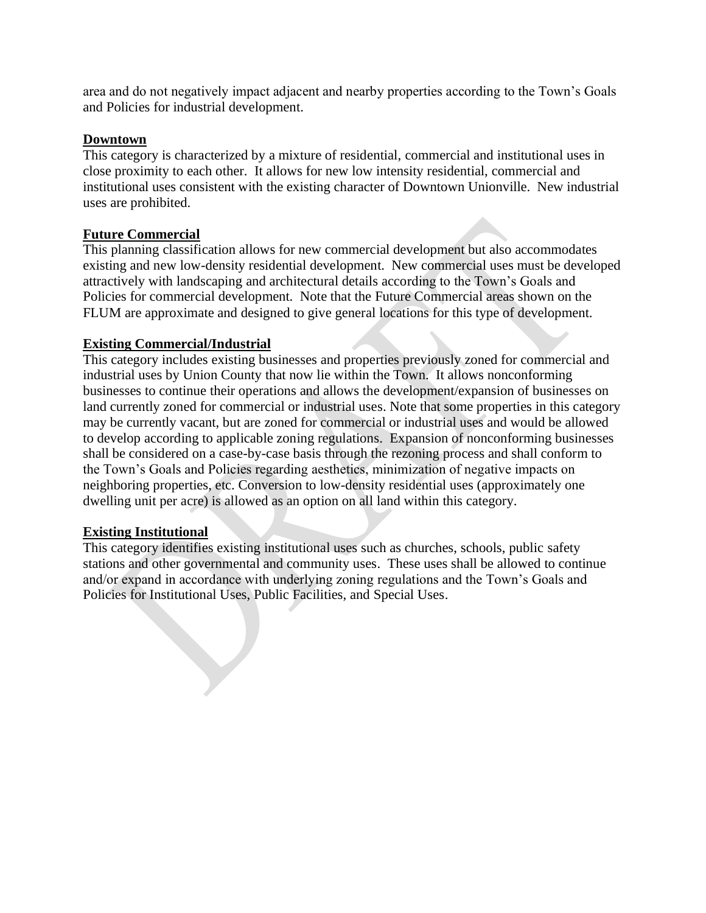area and do not negatively impact adjacent and nearby properties according to the Town's Goals and Policies for industrial development.

**Downtown**

This category is characterized by a mixture of residential, commercial and institutional uses in close proximity to each other. It allows for new low intensity residential, commercial and institutional uses consistent with the existing character of Downtown Unionville. New industrial uses are prohibited.

**Future Commercial**

This planning classification allows for new commercial development but also accommodates existing and new low-density residential development. New commercial uses must be developed attractively with landscaping and architectural details according to the Town's Goals and Policies for commercial development. Note that the Future Commercial areas shown on the FLUM are approximate and designed to give general locations for this type of development.

**Existing Commercial/Industrial**

This category includes existing businesses and properties previously zoned for commercial and industrial uses by Union County that now lie within the Town. It allows nonconforming businesses to continue their operations and allows the development/expansion of businesses on land currently zoned for commercial or industrial uses. Note that some properties in this category may be currently vacant, but are zoned for commercial or industrial uses and would be allowed to develop according to applicable zoning regulations. Expansion of nonconforming businesses shall be considered on a case-by-case basis through the rezoning process and shall conform to the Town's Goals and Policies regarding aesthetics, minimization of negative impacts on neighboring properties, etc. Conversion to low-density residential uses (approximately one dwelling unit per acre) is allowed as an option on all land within this category.

**Existing Institutional**

This category identifies existing institutional uses such as churches, schools, public safety stations and other governmental and community uses. These uses shall be allowed to continue and/or expand in accordance with underlying zoning regulations and the Town's Goals and Policies for Institutional Uses, Public Facilities, and Special Uses.